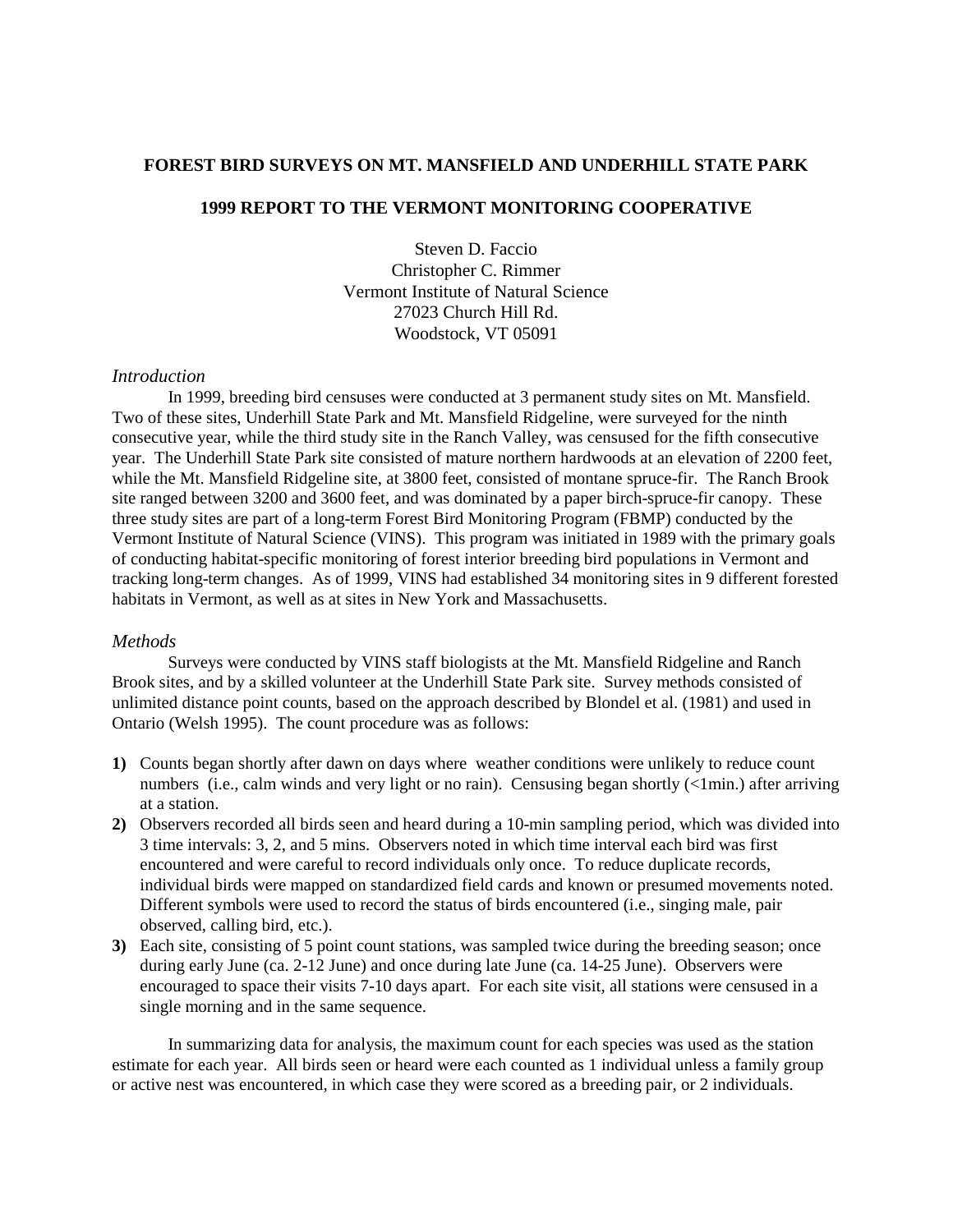# FOREST BIRD SURVEYS ON MT. MANSFIELD AND UNDERHILL STATE PARK

## 1999 REPORT TO THE VERMONT MONITORING COOPERATIVE

Steven D. Faccio
Christopher C. Rimmer
Vermont Institute of Natural Science
27023 Church Hill Rd.
Woodstock, VT 05091

### *Introduction*

In 1999, breeding bird censuses were conducted at 3 permanent study sites on Mt. Mansfield. Two of these sites, Underhill State Park and Mt. Mansfield Ridgeline, were surveyed for the ninth consecutive year, while the third study site in the Ranch Valley, was censused for the fifth consecutive year. The Underhill State Park site consisted of mature northern hardwoods at an elevation of 2200 feet, while the Mt. Mansfield Ridgeline site, at 3800 feet, consisted of montane spruce-fir. The Ranch Brook site ranged between 3200 and 3600 feet, and was dominated by a paper birch-spruce-fir canopy. These three study sites are part of a long-term Forest Bird Monitoring Program (FBMP) conducted by the Vermont Institute of Natural Science (VINS). This program was initiated in 1989 with the primary goals of conducting habitat-specific monitoring of forest interior breeding bird populations in Vermont and tracking long-term changes. As of 1999, VINS had established 34 monitoring sites in 9 different forested habitats in Vermont, as well as at sites in New York and Massachusetts.

### *Methods*

Surveys were conducted by VINS staff biologists at the Mt. Mansfield Ridgeline and Ranch Brook sites, and by a skilled volunteer at the Underhill State Park site. Survey methods consisted of unlimited distance point counts, based on the approach described by Blondel et al. (1981) and used in Ontario (Welsh 1995). The count procedure was as follows:

**1)** Counts began shortly after dawn on days where weather conditions were unlikely to reduce count numbers (i.e., calm winds and very light or no rain). Censusing began shortly (<1min.) after arriving at a station.

**2)** Observers recorded all birds seen and heard during a 10-min sampling period, which was divided into 3 time intervals: 3, 2, and 5 mins. Observers noted in which time interval each bird was first encountered and were careful to record individuals only once. To reduce duplicate records, individual birds were mapped on standardized field cards and known or presumed movements noted. Different symbols were used to record the status of birds encountered (i.e., singing male, pair observed, calling bird, etc.).

**3)** Each site, consisting of 5 point count stations, was sampled twice during the breeding season; once during early June (ca. 2-12 June) and once during late June (ca. 14-25 June). Observers were encouraged to space their visits 7-10 days apart. For each site visit, all stations were censused in a single morning and in the same sequence.

In summarizing data for analysis, the maximum count for each species was used as the station estimate for each year. All birds seen or heard were each counted as 1 individual unless a family group or active nest was encountered, in which case they were scored as a breeding pair, or 2 individuals.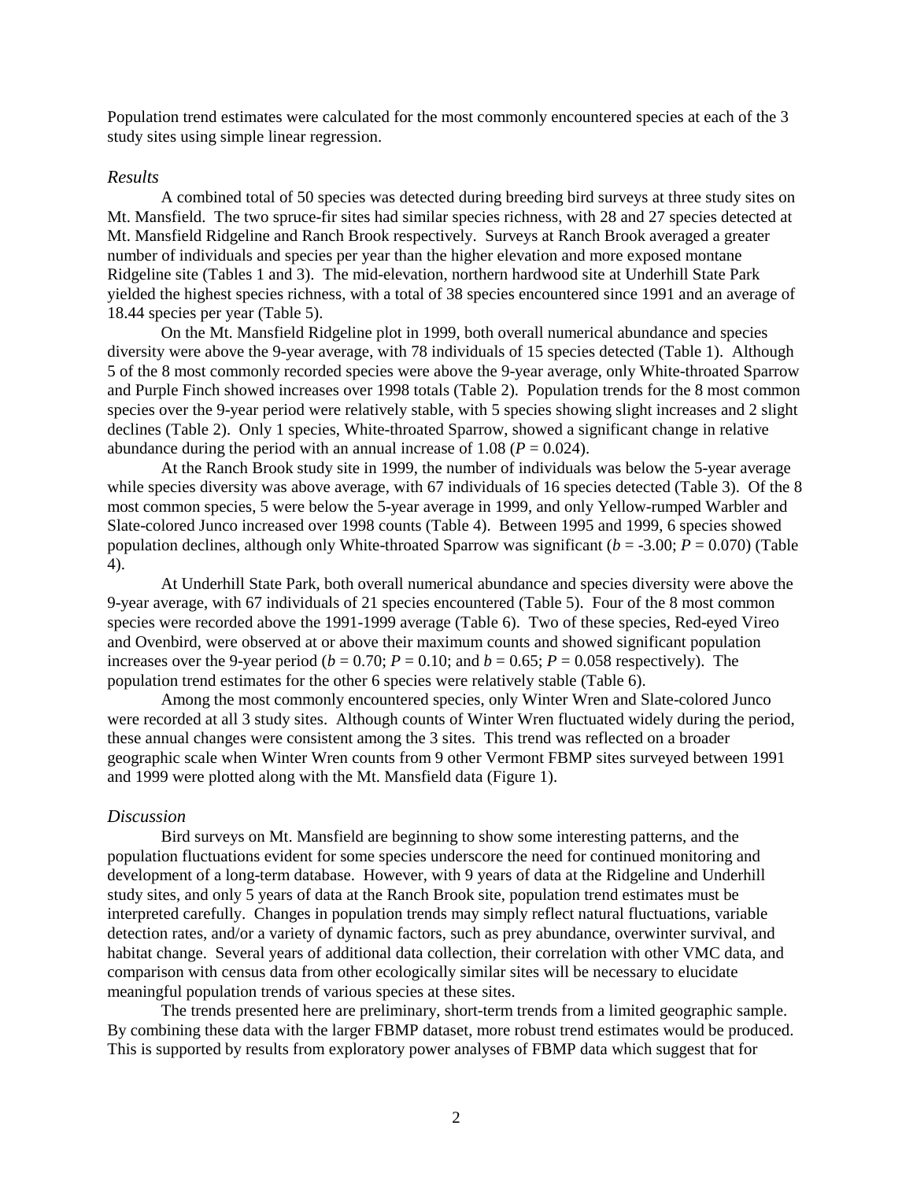Population trend estimates were calculated for the most commonly encountered species at each of the 3 study sites using simple linear regression.

### *Results*

A combined total of 50 species was detected during breeding bird surveys at three study sites on Mt. Mansfield. The two spruce-fir sites had similar species richness, with 28 and 27 species detected at Mt. Mansfield Ridgeline and Ranch Brook respectively. Surveys at Ranch Brook averaged a greater number of individuals and species per year than the higher elevation and more exposed montane Ridgeline site (Tables 1 and 3). The mid-elevation, northern hardwood site at Underhill State Park yielded the highest species richness, with a total of 38 species encountered since 1991 and an average of 18.44 species per year (Table 5).

On the Mt. Mansfield Ridgeline plot in 1999, both overall numerical abundance and species diversity were above the 9-year average, with 78 individuals of 15 species detected (Table 1). Although 5 of the 8 most commonly recorded species were above the 9-year average, only White-throated Sparrow and Purple Finch showed increases over 1998 totals (Table 2). Population trends for the 8 most common species over the 9-year period were relatively stable, with 5 species showing slight increases and 2 slight declines (Table 2). Only 1 species, White-throated Sparrow, showed a significant change in relative abundance during the period with an annual increase of 1.08 ($P = 0.024$).

At the Ranch Brook study site in 1999, the number of individuals was below the 5-year average while species diversity was above average, with 67 individuals of 16 species detected (Table 3). Of the 8 most common species, 5 were below the 5-year average in 1999, and only Yellow-rumped Warbler and Slate-colored Junco increased over 1998 counts (Table 4). Between 1995 and 1999, 6 species showed population declines, although only White-throated Sparrow was significant ($b = -3.00$; $P = 0.070$) (Table 4).

At Underhill State Park, both overall numerical abundance and species diversity were above the 9-year average, with 67 individuals of 21 species encountered (Table 5). Four of the 8 most common species were recorded above the 1991-1999 average (Table 6). Two of these species, Red-eyed Vireo and Ovenbird, were observed at or above their maximum counts and showed significant population increases over the 9-year period ($b = 0.70$; $P = 0.10$; and $b = 0.65$; $P = 0.058$ respectively). The population trend estimates for the other 6 species were relatively stable (Table 6).

Among the most commonly encountered species, only Winter Wren and Slate-colored Junco were recorded at all 3 study sites. Although counts of Winter Wren fluctuated widely during the period, these annual changes were consistent among the 3 sites. This trend was reflected on a broader geographic scale when Winter Wren counts from 9 other Vermont FBMP sites surveyed between 1991 and 1999 were plotted along with the Mt. Mansfield data (Figure 1).

### *Discussion*

Bird surveys on Mt. Mansfield are beginning to show some interesting patterns, and the population fluctuations evident for some species underscore the need for continued monitoring and development of a long-term database. However, with 9 years of data at the Ridgeline and Underhill study sites, and only 5 years of data at the Ranch Brook site, population trend estimates must be interpreted carefully. Changes in population trends may simply reflect natural fluctuations, variable detection rates, and/or a variety of dynamic factors, such as prey abundance, overwinter survival, and habitat change. Several years of additional data collection, their correlation with other VMC data, and comparison with census data from other ecologically similar sites will be necessary to elucidate meaningful population trends of various species at these sites.

The trends presented here are preliminary, short-term trends from a limited geographic sample. By combining these data with the larger FBMP dataset, more robust trend estimates would be produced. This is supported by results from exploratory power analyses of FBMP data which suggest that for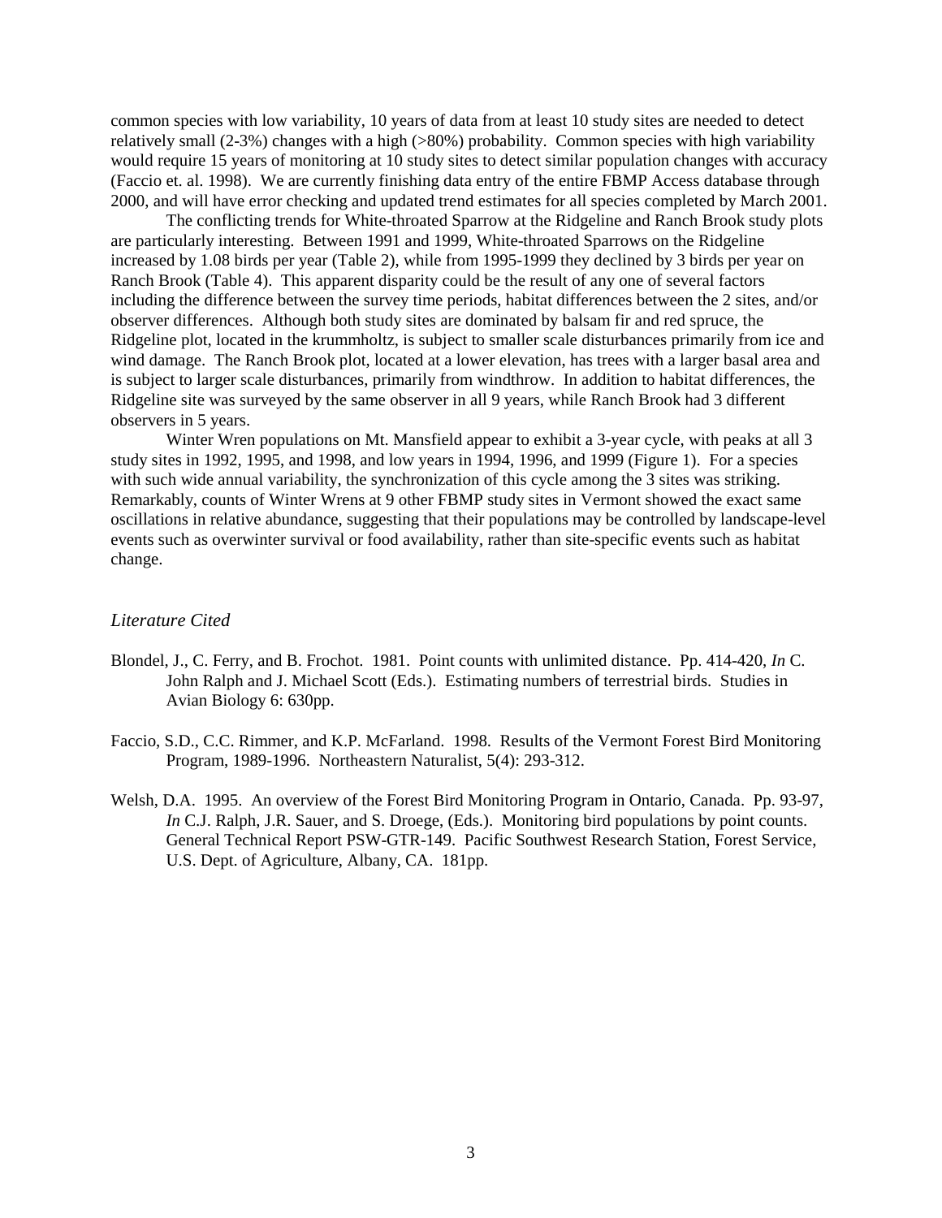common species with low variability, 10 years of data from at least 10 study sites are needed to detect relatively small (2-3%) changes with a high (>80%) probability. Common species with high variability would require 15 years of monitoring at 10 study sites to detect similar population changes with accuracy (Faccio et. al. 1998). We are currently finishing data entry of the entire FBMP Access database through 2000, and will have error checking and updated trend estimates for all species completed by March 2001.

The conflicting trends for White-throated Sparrow at the Ridgeline and Ranch Brook study plots are particularly interesting. Between 1991 and 1999, White-throated Sparrows on the Ridgeline increased by 1.08 birds per year (Table 2), while from 1995-1999 they declined by 3 birds per year on Ranch Brook (Table 4). This apparent disparity could be the result of any one of several factors including the difference between the survey time periods, habitat differences between the 2 sites, and/or observer differences. Although both study sites are dominated by balsam fir and red spruce, the Ridgeline plot, located in the krummholtz, is subject to smaller scale disturbances primarily from ice and wind damage. The Ranch Brook plot, located at a lower elevation, has trees with a larger basal area and is subject to larger scale disturbances, primarily from windthrow. In addition to habitat differences, the Ridgeline site was surveyed by the same observer in all 9 years, while Ranch Brook had 3 different observers in 5 years.

Winter Wren populations on Mt. Mansfield appear to exhibit a 3-year cycle, with peaks at all 3 study sites in 1992, 1995, and 1998, and low years in 1994, 1996, and 1999 (Figure 1). For a species with such wide annual variability, the synchronization of this cycle among the 3 sites was striking. Remarkably, counts of Winter Wrens at 9 other FBMP study sites in Vermont showed the exact same oscillations in relative abundance, suggesting that their populations may be controlled by landscape-level events such as overwinter survival or food availability, rather than site-specific events such as habitat change.

### *Literature Cited*

Blondel, J., C. Ferry, and B. Frochot. 1981. Point counts with unlimited distance. Pp. 414-420, *In* C. John Ralph and J. Michael Scott (Eds.). Estimating numbers of terrestrial birds. Studies in Avian Biology 6: 630pp.

Faccio, S.D., C.C. Rimmer, and K.P. McFarland. 1998. Results of the Vermont Forest Bird Monitoring Program, 1989-1996. Northeastern Naturalist, 5(4): 293-312.

Welsh, D.A. 1995. An overview of the Forest Bird Monitoring Program in Ontario, Canada. Pp. 93-97, *In* C.J. Ralph, J.R. Sauer, and S. Droege, (Eds.). Monitoring bird populations by point counts. General Technical Report PSW-GTR-149. Pacific Southwest Research Station, Forest Service, U.S. Dept. of Agriculture, Albany, CA. 181pp.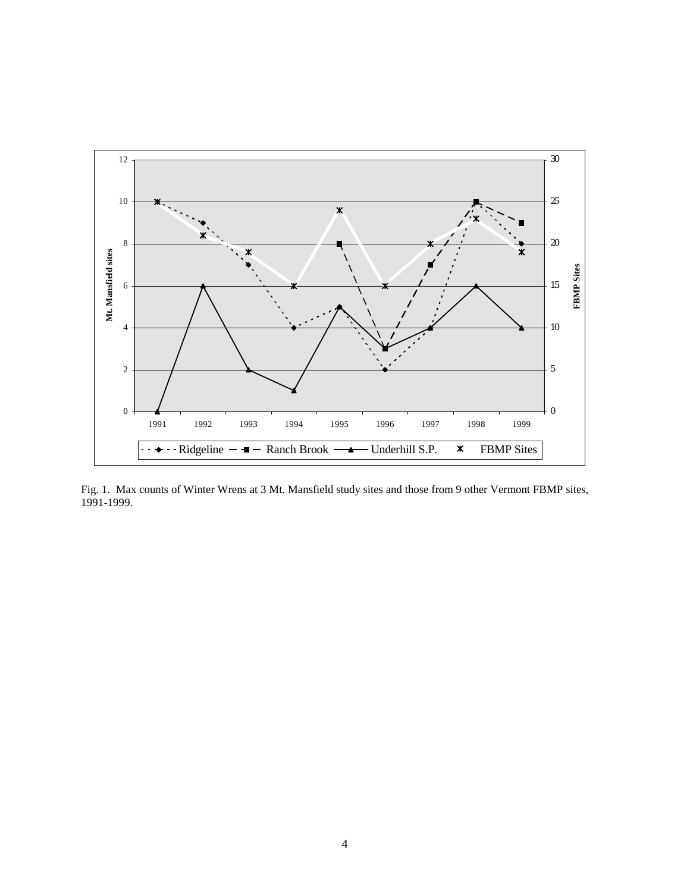Fig. 1. Max counts of Winter Wrens at 3 Mt. Mansfield study sites and those from 9 other Vermont FBMP sites, 1991-1999.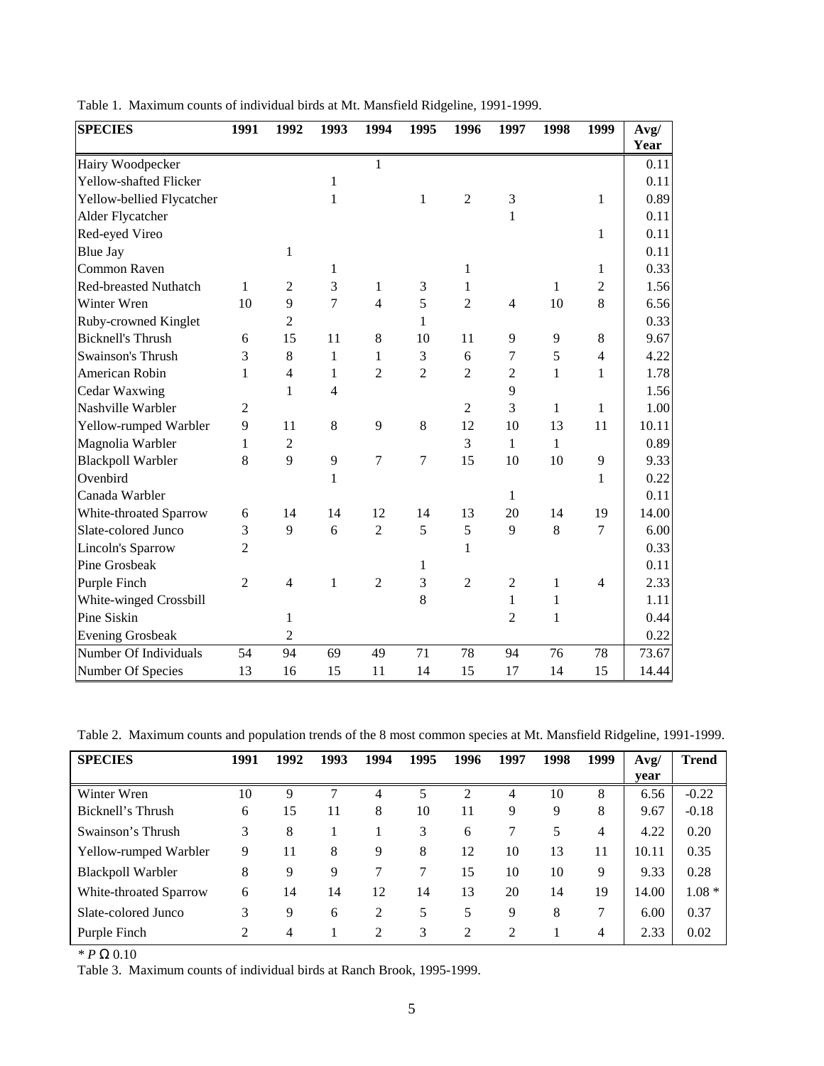Table 1. Maximum counts of individual birds at Mt. Mansfield Ridgeline, 1991-1999.

| SPECIES | 1991 | 1992 | 1993 | 1994 | 1995 | 1996 | 1997 | 1998 | 1999 | Avg/ Year |
|---|---|---|---|---|---|---|---|---|---|---|
| Hairy Woodpecker | | | | 1 | | | | | | 0.11 |
| Yellow-shafted Flicker | | | 1 | | | | | | | 0.11 |
| Yellow-bellied Flycatcher | | | 1 | | 1 | 2 | 3 | | 1 | 0.89 |
| Alder Flycatcher | | | | | | | 1 | | | 0.11 |
| Red-eyed Vireo | | | | | | | | | 1 | 0.11 |
| Blue Jay | | 1 | | | | | | | | 0.11 |
| Common Raven | | | 1 | | | 1 | | | 1 | 0.33 |
| Red-breasted Nuthatch | 1 | 2 | 3 | 1 | 3 | 1 | | 1 | 2 | 1.56 |
| Winter Wren | 10 | 9 | 7 | 4 | 5 | 2 | 4 | 10 | 8 | 6.56 |
| Ruby-crowned Kinglet | | 2 | | | 1 | | | | | 0.33 |
| Bicknell's Thrush | 6 | 15 | 11 | 8 | 10 | 11 | 9 | 9 | 8 | 9.67 |
| Swainson's Thrush | 3 | 8 | 1 | 1 | 3 | 6 | 7 | 5 | 4 | 4.22 |
| American Robin | 1 | 4 | 1 | 2 | 2 | 2 | 2 | 1 | 1 | 1.78 |
| Cedar Waxwing | | 1 | 4 | | | | 9 | | | 1.56 |
| Nashville Warbler | 2 | | | | | 2 | 3 | 1 | 1 | 1.00 |
| Yellow-rumped Warbler | 9 | 11 | 8 | 9 | 8 | 12 | 10 | 13 | 11 | 10.11 |
| Magnolia Warbler | 1 | 2 | | | | 3 | 1 | 1 | | 0.89 |
| Blackpoll Warbler | 8 | 9 | 9 | 7 | 7 | 15 | 10 | 10 | 9 | 9.33 |
| Ovenbird | | | 1 | | | | | | 1 | 0.22 |
| Canada Warbler | | | | | | | 1 | | | 0.11 |
| White-throated Sparrow | 6 | 14 | 14 | 12 | 14 | 13 | 20 | 14 | 19 | 14.00 |
| Slate-colored Junco | 3 | 9 | 6 | 2 | 5 | 5 | 9 | 8 | 7 | 6.00 |
| Lincoln's Sparrow | 2 | | | | | 1 | | | | 0.33 |
| Pine Grosbeak | | | | | 1 | | | | | 0.11 |
| Purple Finch | 2 | 4 | 1 | 2 | 3 | 2 | 2 | 1 | 4 | 2.33 |
| White-winged Crossbill | | | | | 8 | | 1 | 1 | | 1.11 |
| Pine Siskin | | 1 | | | | | 2 | 1 | | 0.44 |
| Evening Grosbeak | | 2 | | | | | | | | 0.22 |
| Number Of Individuals | 54 | 94 | 69 | 49 | 71 | 78 | 94 | 76 | 78 | 73.67 |
| Number Of Species | 13 | 16 | 15 | 11 | 14 | 15 | 17 | 14 | 15 | 14.44 |

Table 2. Maximum counts and population trends of the 8 most common species at Mt. Mansfield Ridgeline, 1991-1999.

| SPECIES | 1991 | 1992 | 1993 | 1994 | 1995 | 1996 | 1997 | 1998 | 1999 | Avg/ year | Trend |
|---|---|---|---|---|---|---|---|---|---|---|---|
| Winter Wren | 10 | 9 | 7 | 4 | 5 | 2 | 4 | 10 | 8 | 6.56 | -0.22 |
| Bicknell's Thrush | 6 | 15 | 11 | 8 | 10 | 11 | 9 | 9 | 8 | 9.67 | -0.18 |
| Swainson's Thrush | 3 | 8 | 1 | 1 | 3 | 6 | 7 | 5 | 4 | 4.22 | 0.20 |
| Yellow-rumped Warbler | 9 | 11 | 8 | 9 | 8 | 12 | 10 | 13 | 11 | 10.11 | 0.35 |
| Blackpoll Warbler | 8 | 9 | 9 | 7 | 7 | 15 | 10 | 10 | 9 | 9.33 | 0.28 |
| White-throated Sparrow | 6 | 14 | 14 | 12 | 14 | 13 | 20 | 14 | 19 | 14.00 | 1.08 * |
| Slate-colored Junco | 3 | 9 | 6 | 2 | 5 | 5 | 9 | 8 | 7 | 6.00 | 0.37 |
| Purple Finch | 2 | 4 | 1 | 2 | 3 | 2 | 2 | 1 | 4 | 2.33 | 0.02 |

* $P$ Ω 0.10

Table 3. Maximum counts of individual birds at Ranch Brook, 1995-1999.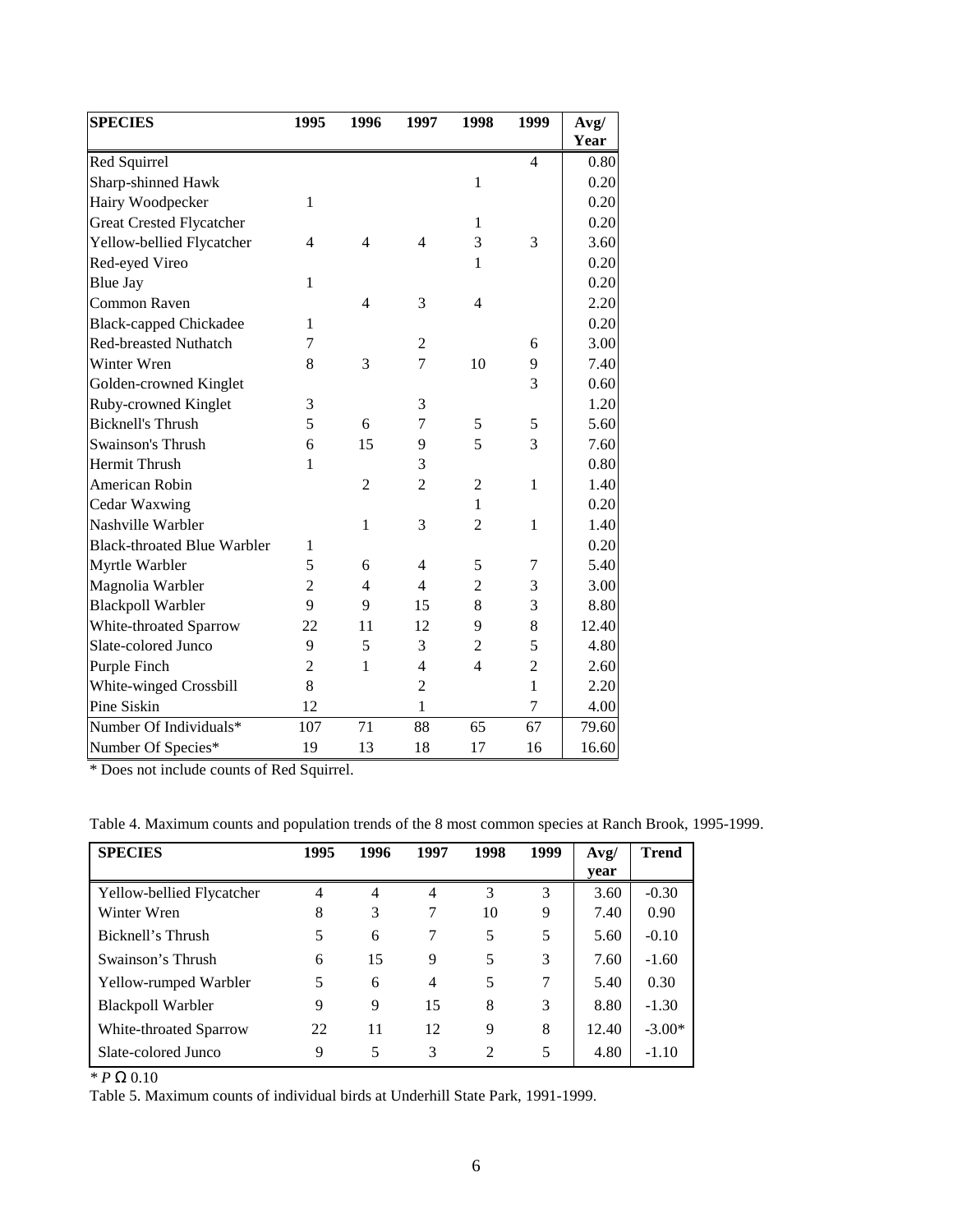| SPECIES | 1995 | 1996 | 1997 | 1998 | 1999 | Avg/ Year |
|---|---|---|---|---|---|---|
| Red Squirrel | | | | | 4 | 0.80 |
| Sharp-shinned Hawk | | | | 1 | | 0.20 |
| Hairy Woodpecker | 1 | | | | | 0.20 |
| Great Crested Flycatcher | | | | 1 | | 0.20 |
| Yellow-bellied Flycatcher | 4 | 4 | 4 | 3 | 3 | 3.60 |
| Red-eyed Vireo | | | | 1 | | 0.20 |
| Blue Jay | 1 | | | | | 0.20 |
| Common Raven | | 4 | 3 | 4 | | 2.20 |
| Black-capped Chickadee | 1 | | | | | 0.20 |
| Red-breasted Nuthatch | 7 | | 2 | | 6 | 3.00 |
| Winter Wren | 8 | 3 | 7 | 10 | 9 | 7.40 |
| Golden-crowned Kinglet | | | | | 3 | 0.60 |
| Ruby-crowned Kinglet | 3 | | 3 | | | 1.20 |
| Bicknell's Thrush | 5 | 6 | 7 | 5 | 5 | 5.60 |
| Swainson's Thrush | 6 | 15 | 9 | 5 | 3 | 7.60 |
| Hermit Thrush | 1 | | 3 | | | 0.80 |
| American Robin | | 2 | 2 | 2 | 1 | 1.40 |
| Cedar Waxwing | | | | 1 | | 0.20 |
| Nashville Warbler | | 1 | 3 | 2 | 1 | 1.40 |
| Black-throated Blue Warbler | 1 | | | | | 0.20 |
| Myrtle Warbler | 5 | 6 | 4 | 5 | 7 | 5.40 |
| Magnolia Warbler | 2 | 4 | 4 | 2 | 3 | 3.00 |
| Blackpoll Warbler | 9 | 9 | 15 | 8 | 3 | 8.80 |
| White-throated Sparrow | 22 | 11 | 12 | 9 | 8 | 12.40 |
| Slate-colored Junco | 9 | 5 | 3 | 2 | 5 | 4.80 |
| Purple Finch | 2 | 1 | 4 | 4 | 2 | 2.60 |
| White-winged Crossbill | 8 | | 2 | | 1 | 2.20 |
| Pine Siskin | 12 | | 1 | | 7 | 4.00 |
| Number Of Individuals* | 107 | 71 | 88 | 65 | 67 | 79.60 |
| Number Of Species* | 19 | 13 | 18 | 17 | 16 | 16.60 |

* Does not include counts of Red Squirrel.

Table 4. Maximum counts and population trends of the 8 most common species at Ranch Brook, 1995-1999.

| SPECIES | 1995 | 1996 | 1997 | 1998 | 1999 | Avg/ year | Trend |
|---|---|---|---|---|---|---|---|
| Yellow-bellied Flycatcher | 4 | 4 | 4 | 3 | 3 | 3.60 | -0.30 |
| Winter Wren | 8 | 3 | 7 | 10 | 9 | 7.40 | 0.90 |
| Bicknell's Thrush | 5 | 6 | 7 | 5 | 5 | 5.60 | -0.10 |
| Swainson's Thrush | 6 | 15 | 9 | 5 | 3 | 7.60 | -1.60 |
| Yellow-rumped Warbler | 5 | 6 | 4 | 5 | 7 | 5.40 | 0.30 |
| Blackpoll Warbler | 9 | 9 | 15 | 8 | 3 | 8.80 | -1.30 |
| White-throated Sparrow | 22 | 11 | 12 | 9 | 8 | 12.40 | -3.00* |
| Slate-colored Junco | 9 | 5 | 3 | 2 | 5 | 4.80 | -1.10 |

* $P \leq 0.10$

Table 5. Maximum counts of individual birds at Underhill State Park, 1991-1999.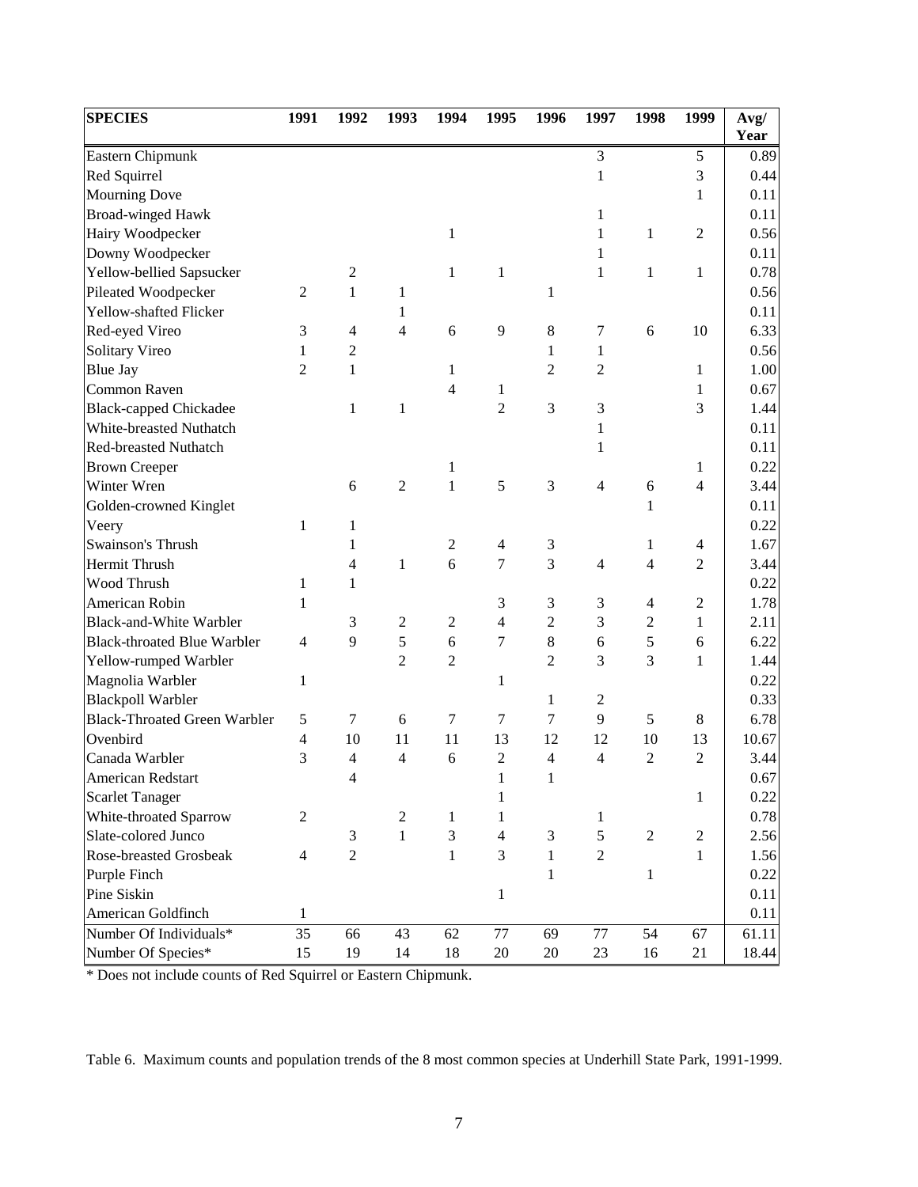| SPECIES | 1991 | 1992 | 1993 | 1994 | 1995 | 1996 | 1997 | 1998 | 1999 | Avg/ Year |
|---|---|---|---|---|---|---|---|---|---|---|
| Eastern Chipmunk | | | | | | | 3 | | 5 | 0.89 |
| Red Squirrel | | | | | | | 1 | | 3 | 0.44 |
| Mourning Dove | | | | | | | | | 1 | 0.11 |
| Broad-winged Hawk | | | | | | | 1 | | | 0.11 |
| Hairy Woodpecker | | | | 1 | | | 1 | 1 | 2 | 0.56 |
| Downy Woodpecker | | | | | | | 1 | | | 0.11 |
| Yellow-bellied Sapsucker | | 2 | | 1 | 1 | | 1 | 1 | 1 | 0.78 |
| Pileated Woodpecker | 2 | 1 | 1 | | | 1 | | | | 0.56 |
| Yellow-shafted Flicker | | | 1 | | | | | | | 0.11 |
| Red-eyed Vireo | 3 | 4 | 4 | 6 | 9 | 8 | 7 | 6 | 10 | 6.33 |
| Solitary Vireo | 1 | 2 | | | | 1 | 1 | | | 0.56 |
| Blue Jay | 2 | 1 | | 1 | | 2 | 2 | | 1 | 1.00 |
| Common Raven | | | | 4 | 1 | | | | 1 | 0.67 |
| Black-capped Chickadee | | 1 | 1 | | 2 | 3 | 3 | | 3 | 1.44 |
| White-breasted Nuthatch | | | | | | | 1 | | | 0.11 |
| Red-breasted Nuthatch | | | | | | | 1 | | | 0.11 |
| Brown Creeper | | | | 1 | | | | | 1 | 0.22 |
| Winter Wren | | 6 | 2 | 1 | 5 | 3 | 4 | 6 | 4 | 3.44 |
| Golden-crowned Kinglet | | | | | | | | 1 | | 0.11 |
| Veery | 1 | 1 | | | | | | | | 0.22 |
| Swainson's Thrush | | 1 | | 2 | 4 | 3 | | 1 | 4 | 1.67 |
| Hermit Thrush | | 4 | 1 | 6 | 7 | 3 | 4 | 4 | 2 | 3.44 |
| Wood Thrush | 1 | 1 | | | | | | | | 0.22 |
| American Robin | 1 | | | | 3 | 3 | 3 | 4 | 2 | 1.78 |
| Black-and-White Warbler | | 3 | 2 | 2 | 4 | 2 | 3 | 2 | 1 | 2.11 |
| Black-throated Blue Warbler | 4 | 9 | 5 | 6 | 7 | 8 | 6 | 5 | 6 | 6.22 |
| Yellow-rumped Warbler | | | 2 | 2 | | 2 | 3 | 3 | 1 | 1.44 |
| Magnolia Warbler | 1 | | | | 1 | | | | | 0.22 |
| Blackpoll Warbler | | | | | | 1 | 2 | | | 0.33 |
| Black-Throated Green Warbler | 5 | 7 | 6 | 7 | 7 | 7 | 9 | 5 | 8 | 6.78 |
| Ovenbird | 4 | 10 | 11 | 11 | 13 | 12 | 12 | 10 | 13 | 10.67 |
| Canada Warbler | 3 | 4 | 4 | 6 | 2 | 4 | 4 | 2 | 2 | 3.44 |
| American Redstart | | 4 | | | 1 | 1 | | | | 0.67 |
| Scarlet Tanager | | | | | 1 | | | | 1 | 0.22 |
| White-throated Sparrow | 2 | | 2 | 1 | 1 | | 1 | | | 0.78 |
| Slate-colored Junco | | 3 | 1 | 3 | 4 | 3 | 5 | 2 | 2 | 2.56 |
| Rose-breasted Grosbeak | 4 | 2 | | 1 | 3 | 1 | 2 | | 1 | 1.56 |
| Purple Finch | | | | | | 1 | | 1 | | 0.22 |
| Pine Siskin | | | | | 1 | | | | | 0.11 |
| American Goldfinch | 1 | | | | | | | | | 0.11 |
| Number Of Individuals* | 35 | 66 | 43 | 62 | 77 | 69 | 77 | 54 | 67 | 61.11 |
| Number Of Species* | 15 | 19 | 14 | 18 | 20 | 20 | 23 | 16 | 21 | 18.44 |

* Does not include counts of Red Squirrel or Eastern Chipmunk.

Table 6. Maximum counts and population trends of the 8 most common species at Underhill State Park, 1991-1999.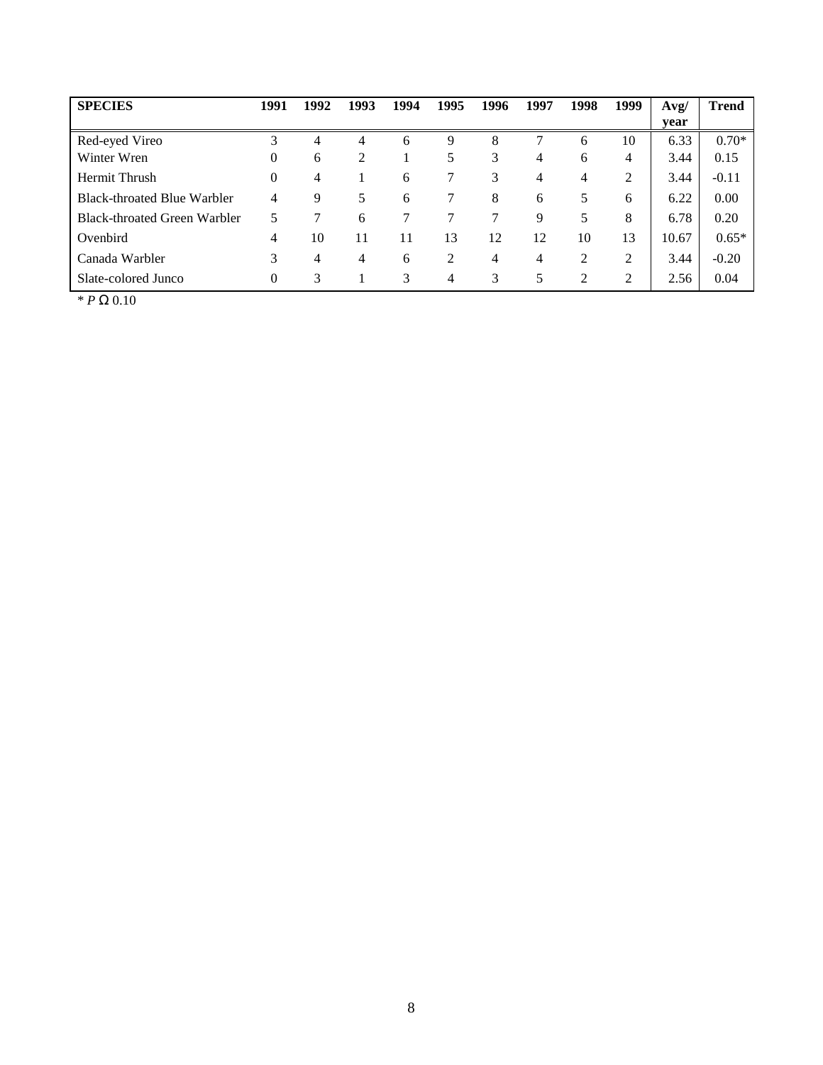| SPECIES | 1991 | 1992 | 1993 | 1994 | 1995 | 1996 | 1997 | 1998 | 1999 | Avg/ year | Trend |
|---|---|---|---|---|---|---|---|---|---|---|---|
| Red-eyed Vireo | 3 | 4 | 4 | 6 | 9 | 8 | 7 | 6 | 10 | 6.33 | 0.70* |
| Winter Wren | 0 | 6 | 2 | 1 | 5 | 3 | 4 | 6 | 4 | 3.44 | 0.15 |
| Hermit Thrush | 0 | 4 | 1 | 6 | 7 | 3 | 4 | 4 | 2 | 3.44 | -0.11 |
| Black-throated Blue Warbler | 4 | 9 | 5 | 6 | 7 | 8 | 6 | 5 | 6 | 6.22 | 0.00 |
| Black-throated Green Warbler | 5 | 7 | 6 | 7 | 7 | 7 | 9 | 5 | 8 | 6.78 | 0.20 |
| Ovenbird | 4 | 10 | 11 | 11 | 13 | 12 | 12 | 10 | 13 | 10.67 | 0.65* |
| Canada Warbler | 3 | 4 | 4 | 6 | 2 | 4 | 4 | 2 | 2 | 3.44 | -0.20 |
| Slate-colored Junco | 0 | 3 | 1 | 3 | 4 | 3 | 5 | 2 | 2 | 2.56 | 0.04 |

* $P \leq 0.10$